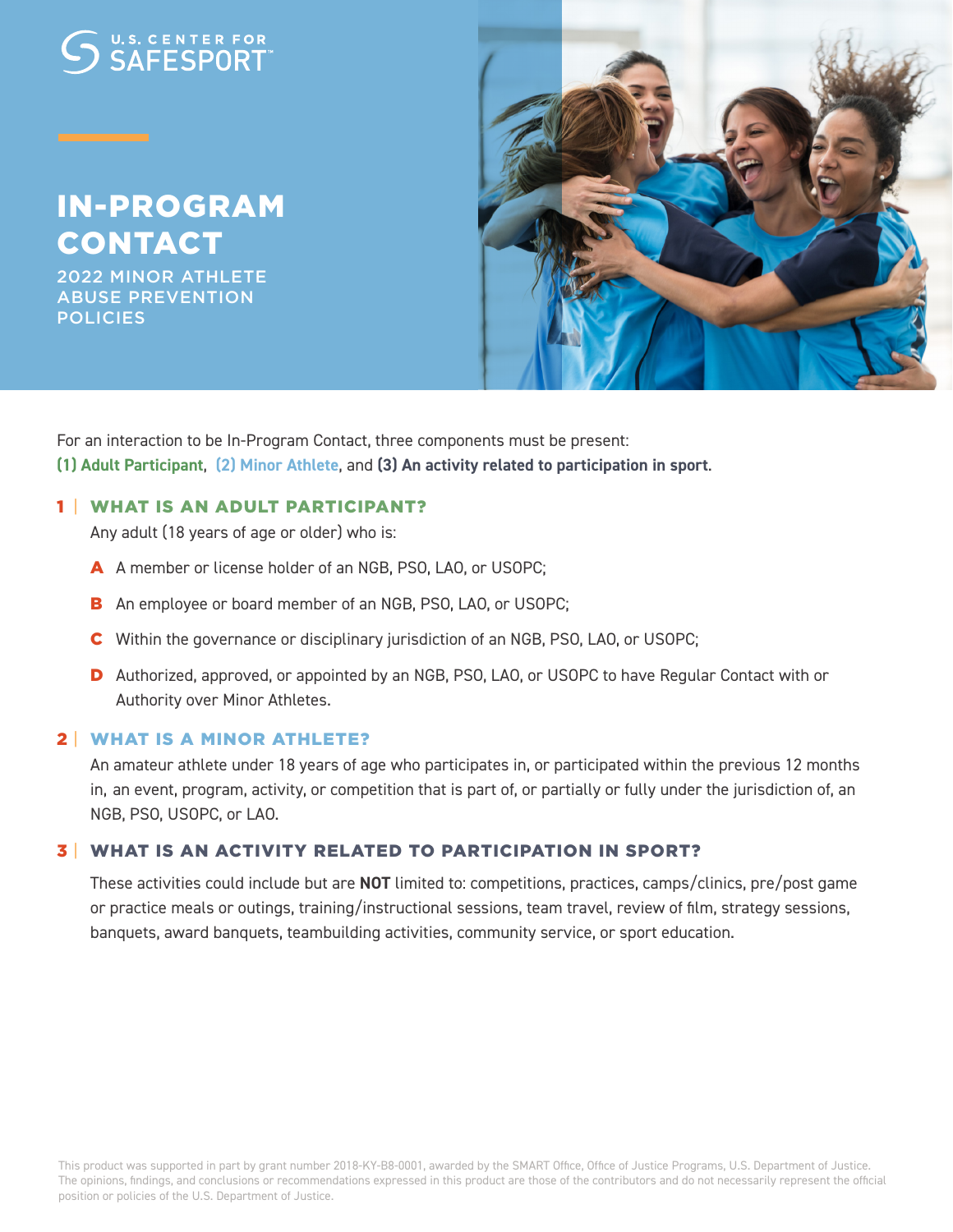U.S. CENTER FOR SAFESPORT™

# IN-PROGRAM CONTACT

## 2022 MINOR ATHLETE ABUSE PREVENTION POLICIES

For an interaction to be In-Program Contact, three components must be present:
**(1) Adult Participant**, **(2) Minor Athlete**, and **(3) An activity related to participation in sport**.

### 1 | WHAT IS AN ADULT PARTICIPANT?

Any adult (18 years of age or older) who is:

- **A** A member or license holder of an NGB, PSO, LAO, or USOPC;
- **B** An employee or board member of an NGB, PSO, LAO, or USOPC;
- **C** Within the governance or disciplinary jurisdiction of an NGB, PSO, LAO, or USOPC;
- **D** Authorized, approved, or appointed by an NGB, PSO, LAO, or USOPC to have Regular Contact with or Authority over Minor Athletes.

### 2 | WHAT IS A MINOR ATHLETE?

An amateur athlete under 18 years of age who participates in, or participated within the previous 12 months in, an event, program, activity, or competition that is part of, or partially or fully under the jurisdiction of, an NGB, PSO, USOPC, or LAO.

### 3 | WHAT IS AN ACTIVITY RELATED TO PARTICIPATION IN SPORT?

These activities could include but are **NOT** limited to: competitions, practices, camps/clinics, pre/post game or practice meals or outings, training/instructional sessions, team travel, review of film, strategy sessions, banquets, award banquets, teambuilding activities, community service, or sport education.

This product was supported in part by grant number 2018-KY-B8-0001, awarded by the SMART Office, Office of Justice Programs, U.S. Department of Justice. The opinions, findings, and conclusions or recommendations expressed in this product are those of the contributors and do not necessarily represent the official position or policies of the U.S. Department of Justice.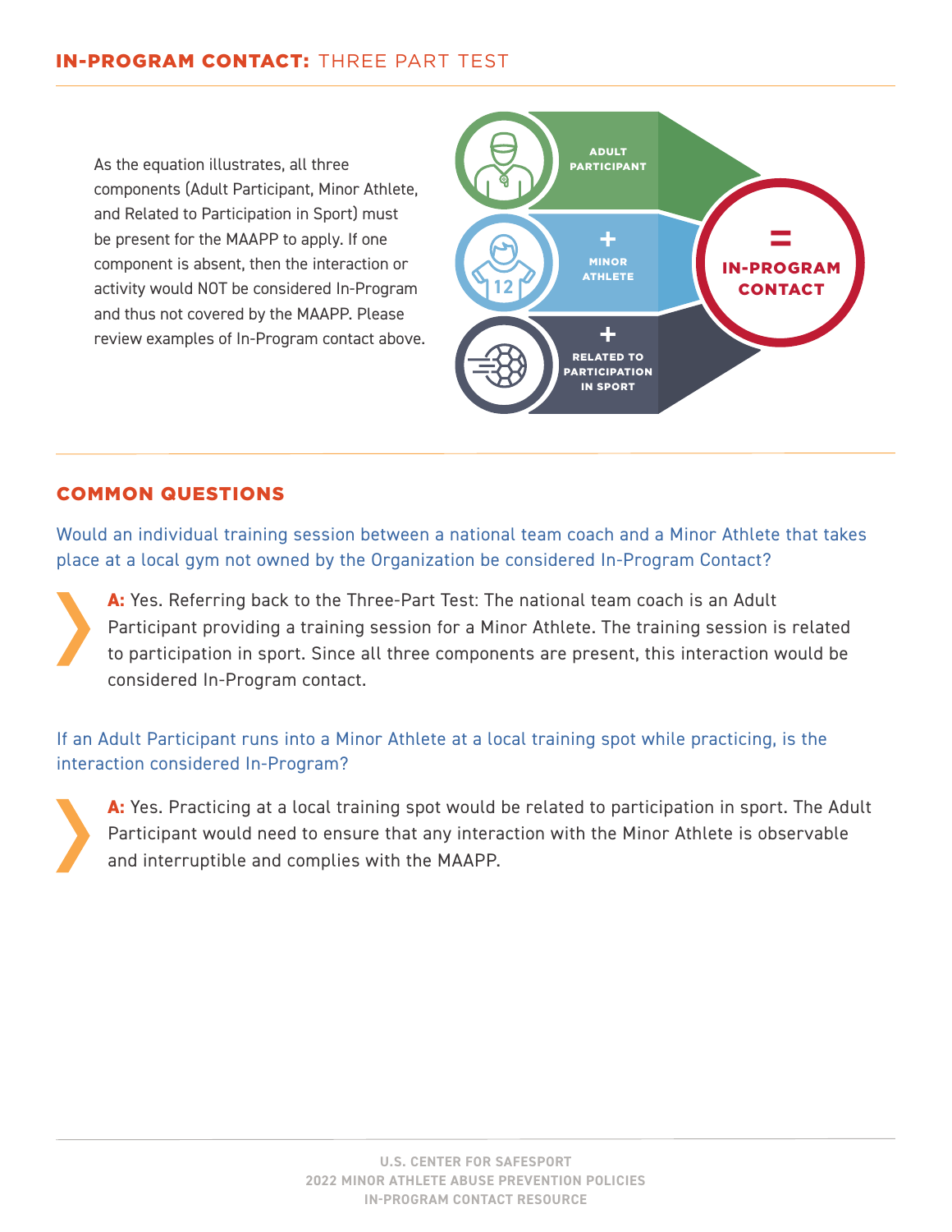## IN-PROGRAM CONTACT: THREE PART TEST

As the equation illustrates, all three components (Adult Participant, Minor Athlete, and Related to Participation in Sport) must be present for the MAAPP to apply. If one component is absent, then the interaction or activity would NOT be considered In-Program and thus not covered by the MAAPP. Please review examples of In-Program contact above.

ADULT PARTICIPANT

+ MINOR ATHLETE

+ RELATED TO PARTICIPATION IN SPORT

= IN-PROGRAM CONTACT

## COMMON QUESTIONS

Would an individual training session between a national team coach and a Minor Athlete that takes place at a local gym not owned by the Organization be considered In-Program Contact?

**A:** Yes. Referring back to the Three-Part Test: The national team coach is an Adult Participant providing a training session for a Minor Athlete. The training session is related to participation in sport. Since all three components are present, this interaction would be considered In-Program contact.

If an Adult Participant runs into a Minor Athlete at a local training spot while practicing, is the interaction considered In-Program?

**A:** Yes. Practicing at a local training spot would be related to participation in sport. The Adult Participant would need to ensure that any interaction with the Minor Athlete is observable and interruptible and complies with the MAAPP.